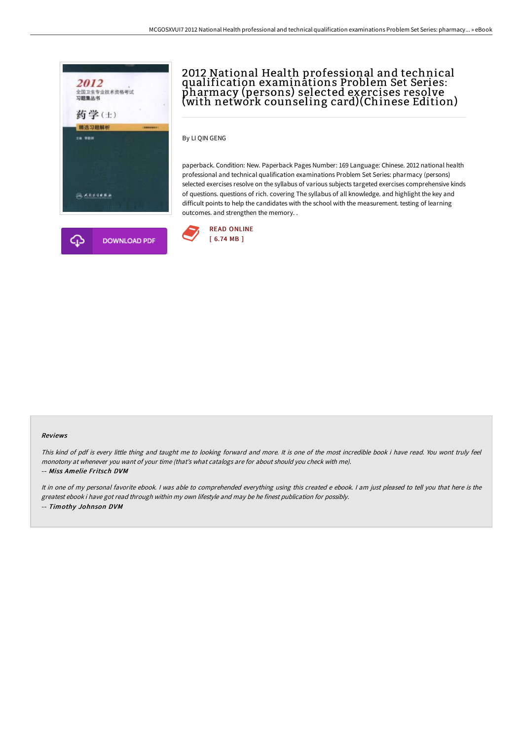# 2012 National Health professional and technical qualification examinations Problem Set Series: pharmacy (persons) selected exercises resolve (with network counseling card)(Chinese Edition)

By LI QIN GENG

paperback. Condition: New. Paperback Pages Number: 169 Language: Chinese. 2012 national health professional and technical qualification examinations Problem Set Series: pharmacy (persons) selected exercises resolve on the syllabus of various subjects targeted exercises comprehensive kinds of questions. questions of rich. covering The syllabus of all knowledge. and highlight the key and difficult points to help the candidates with the school with the measurement. testing of learning outcomes. and strengthen the memory. .

DOWNLOAD PDF

READ ONLINE
[ 6.74 MB ]

### Reviews

*This kind of pdf is every little thing and taught me to looking forward and more. It is one of the most incredible book i have read. You wont truly feel monotony at whenever you want of your time (that's what catalogs are for about should you check with me).*

*-- Miss Amelie Fritsch DVM*

*It in one of my personal favorite ebook. I was able to comprehended everything using this created e ebook. I am just pleased to tell you that here is the greatest ebook i have got read through within my own lifestyle and may be he finest publication for possibly.*

*-- Timothy Johnson DVM*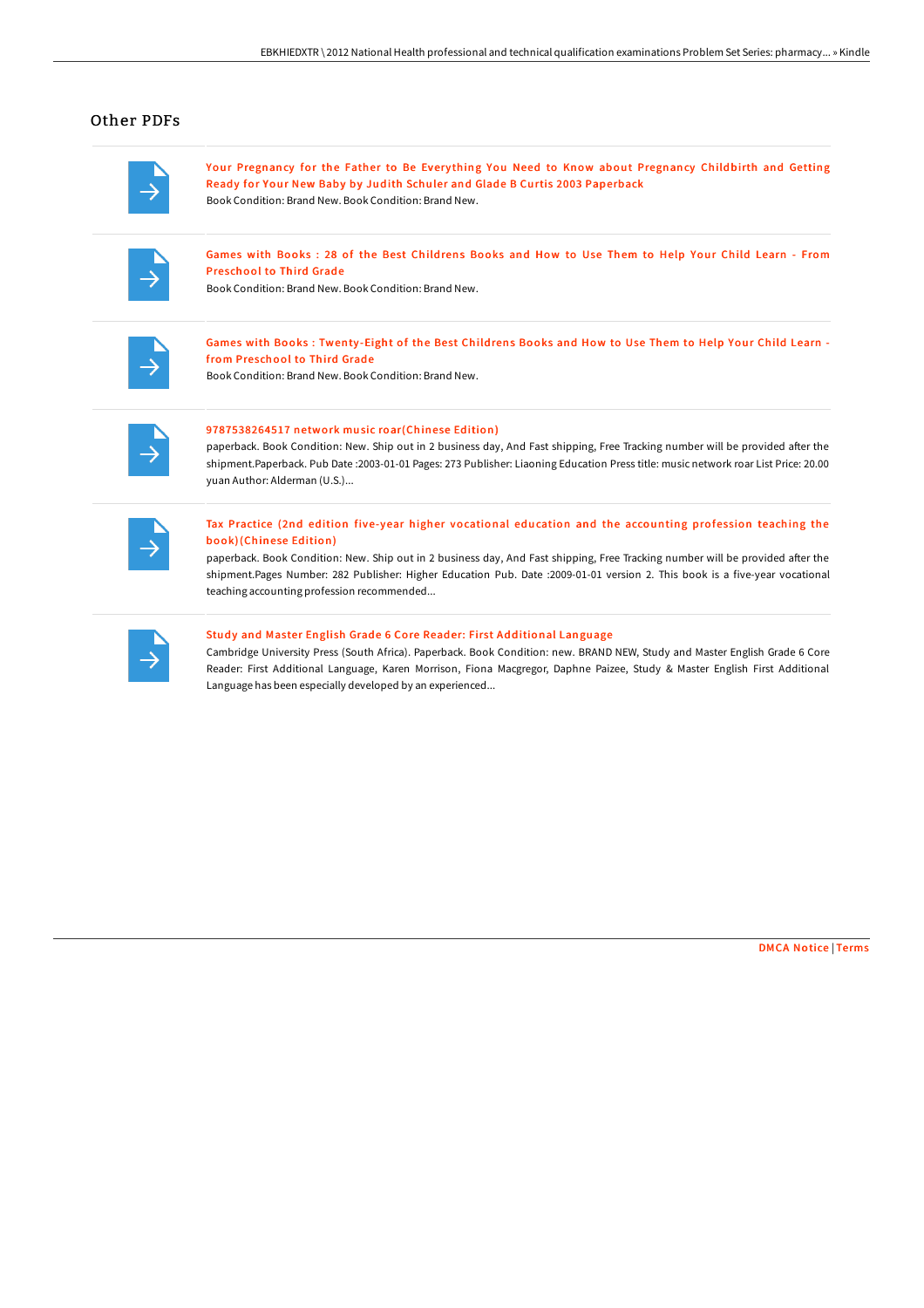## Other PDFs

Your Pregnancy for the Father to Be Everything You Need to Know about Pregnancy Childbirth and Getting Ready for Your New Baby by Judith Schuler and Glade B Curtis 2003 Paperback

Book Condition: Brand New. Book Condition: Brand New.

Games with Books : 28 of the Best Childrens Books and How to Use Them to Help Your Child Learn - From Preschool to Third Grade

Book Condition: Brand New. Book Condition: Brand New.

Games with Books : Twenty-Eight of the Best Childrens Books and How to Use Them to Help Your Child Learn - from Preschool to Third Grade

Book Condition: Brand New. Book Condition: Brand New.

9787538264517 network music roar(Chinese Edition)

paperback. Book Condition: New. Ship out in 2 business day, And Fast shipping, Free Tracking number will be provided after the shipment.Paperback. Pub Date :2003-01-01 Pages: 273 Publisher: Liaoning Education Press title: music network roar List Price: 20.00 yuan Author: Alderman (U.S.)...

Tax Practice (2nd edition five-year higher vocational education and the accounting profession teaching the book)(Chinese Edition)

paperback. Book Condition: New. Ship out in 2 business day, And Fast shipping, Free Tracking number will be provided after the shipment.Pages Number: 282 Publisher: Higher Education Pub. Date :2009-01-01 version 2. This book is a five-year vocational teaching accounting profession recommended...

Study and Master English Grade 6 Core Reader: First Additional Language

Cambridge University Press (South Africa). Paperback. Book Condition: new. BRAND NEW, Study and Master English Grade 6 Core Reader: First Additional Language, Karen Morrison, Fiona Macgregor, Daphne Paizee, Study & Master English First Additional Language has been especially developed by an experienced...